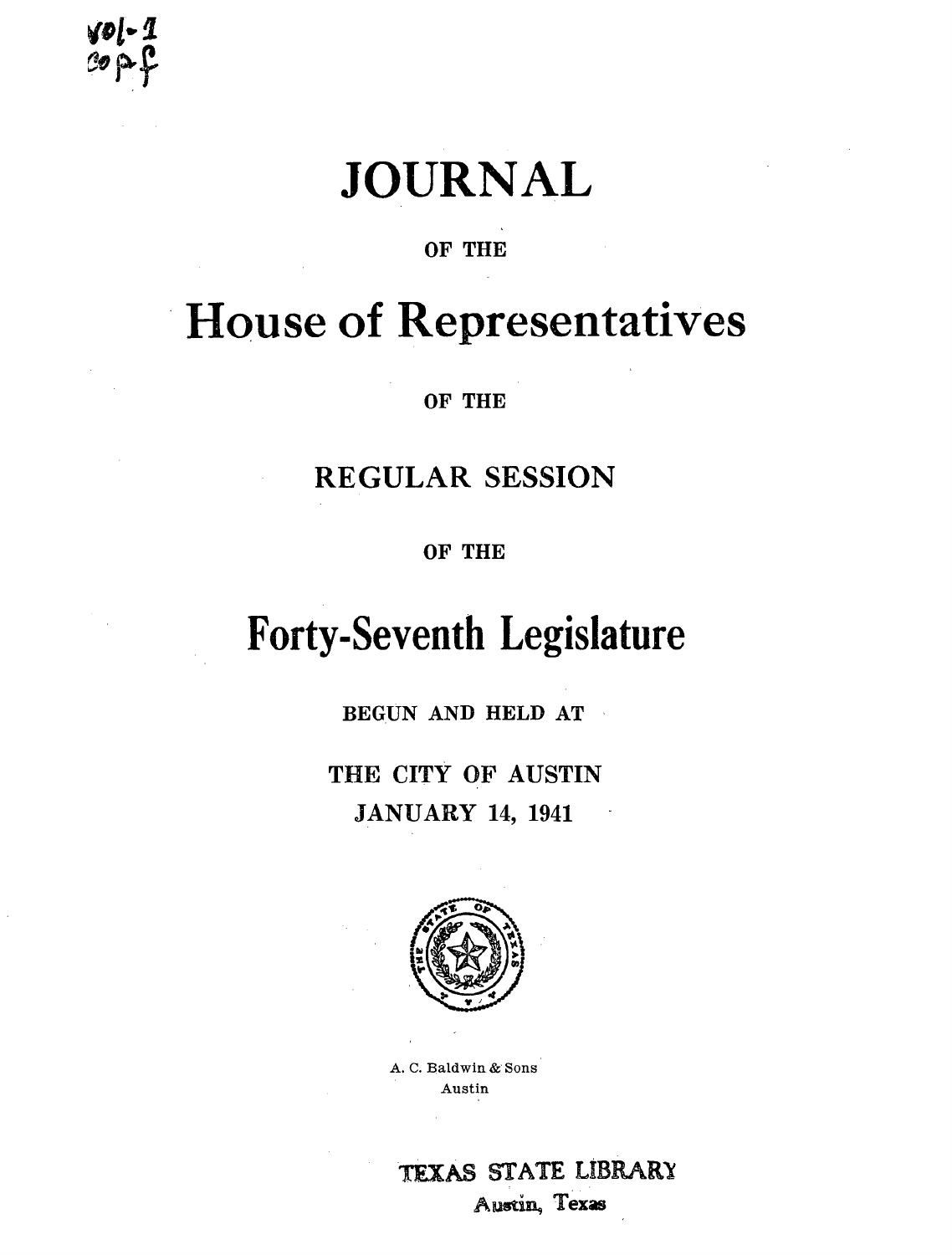Vol-1
Cop-f

# JOURNAL

OF THE

# House of Representatives

OF THE

## REGULAR SESSION

OF THE

# Forty-Seventh Legislature

BEGUN AND HELD AT

THE CITY OF AUSTIN

JANUARY 14, 1941

A. C. Baldwin & Sons
Austin

TEXAS STATE LIBRARY
Austin, Texas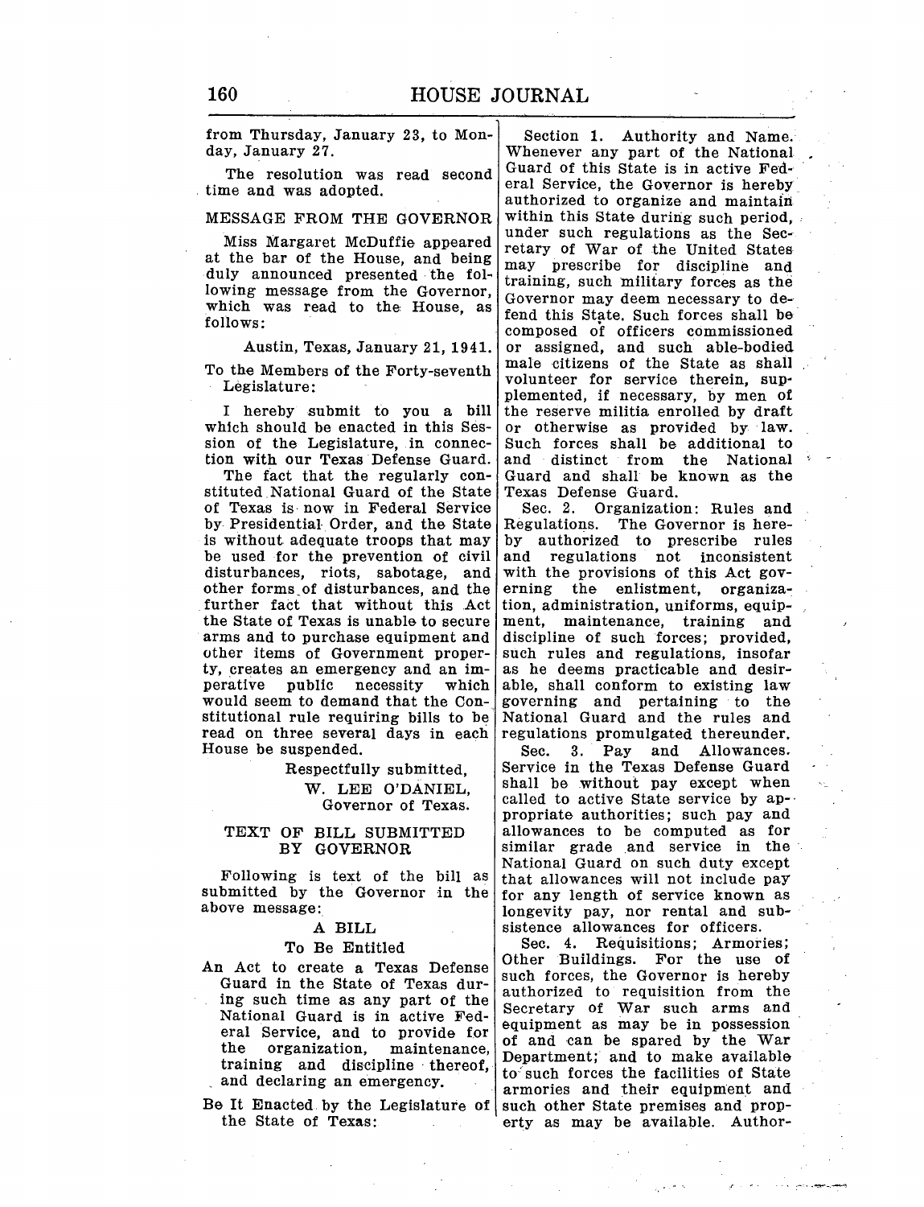from Thursday, January 23, to Monday, January 27.

The resolution was read second time and was adopted.

## MESSAGE FROM THE GOVERNOR

Miss Margaret McDuffie appeared at the bar of the House, and being duly announced presented the following message from the Governor, which was read to the House, as follows:

Austin, Texas, January 21, 1941.

To the Members of the Forty-seventh Legislature:

I hereby submit to you a bill which should be enacted in this Session of the Legislature, in connection with our Texas Defense Guard.

The fact that the regularly constituted National Guard of the State of Texas is now in Federal Service by Presidential Order, and the State is without adequate troops that may be used for the prevention of civil disturbances, riots, sabotage, and other forms of disturbances, and the further fact that without this Act the State of Texas is unable to secure arms and to purchase equipment and other items of Government property, creates an emergency and an imperative public necessity which would seem to demand that the Constitutional rule requiring bills to be read on three several days in each House be suspended.

Respectfully submitted,
W. LEE O'DANIEL,
Governor of Texas.

## TEXT OF BILL SUBMITTED BY GOVERNOR

Following is text of the bill as submitted by the Governor in the above message:

A BILL
To Be Entitled

An Act to create a Texas Defense Guard in the State of Texas during such time as any part of the National Guard is in active Federal Service, and to provide for the organization, maintenance, training and discipline thereof, and declaring an emergency.

Be It Enacted by the Legislature of the State of Texas:

Section 1. Authority and Name. Whenever any part of the National Guard of this State is in active Federal Service, the Governor is hereby authorized to organize and maintain within this State during such period, under such regulations as the Secretary of War of the United States may prescribe for discipline and training, such military forces as the Governor may deem necessary to defend this State. Such forces shall be composed of officers commissioned or assigned, and such able-bodied male citizens of the State as shall volunteer for service therein, supplemented, if necessary, by men of the reserve militia enrolled by draft or otherwise as provided by law. Such forces shall be additional to and distinct from the National Guard and shall be known as the Texas Defense Guard.

Sec. 2. Organization: Rules and Regulations. The Governor is hereby authorized to prescribe rules and regulations not inconsistent with the provisions of this Act governing the enlistment, organization, administration, uniforms, equipment, maintenance, training and discipline of such forces; provided, such rules and regulations, insofar as he deems practicable and desirable, shall conform to existing law governing and pertaining to the National Guard and the rules and regulations promulgated thereunder.

Sec. 3. Pay and Allowances. Service in the Texas Defense Guard shall be without pay except when called to active State service by appropriate authorities; such pay and allowances to be computed as for similar grade and service in the National Guard on such duty except that allowances will not include pay for any length of service known as longevity pay, nor rental and subsistence allowances for officers.

Sec. 4. Requisitions; Armories; Other Buildings. For the use of such forces, the Governor is hereby authorized to requisition from the Secretary of War such arms and equipment as may be in possession of and can be spared by the War Department; and to make available to such forces the facilities of State armories and their equipment and such other State premises and property as may be available. Author-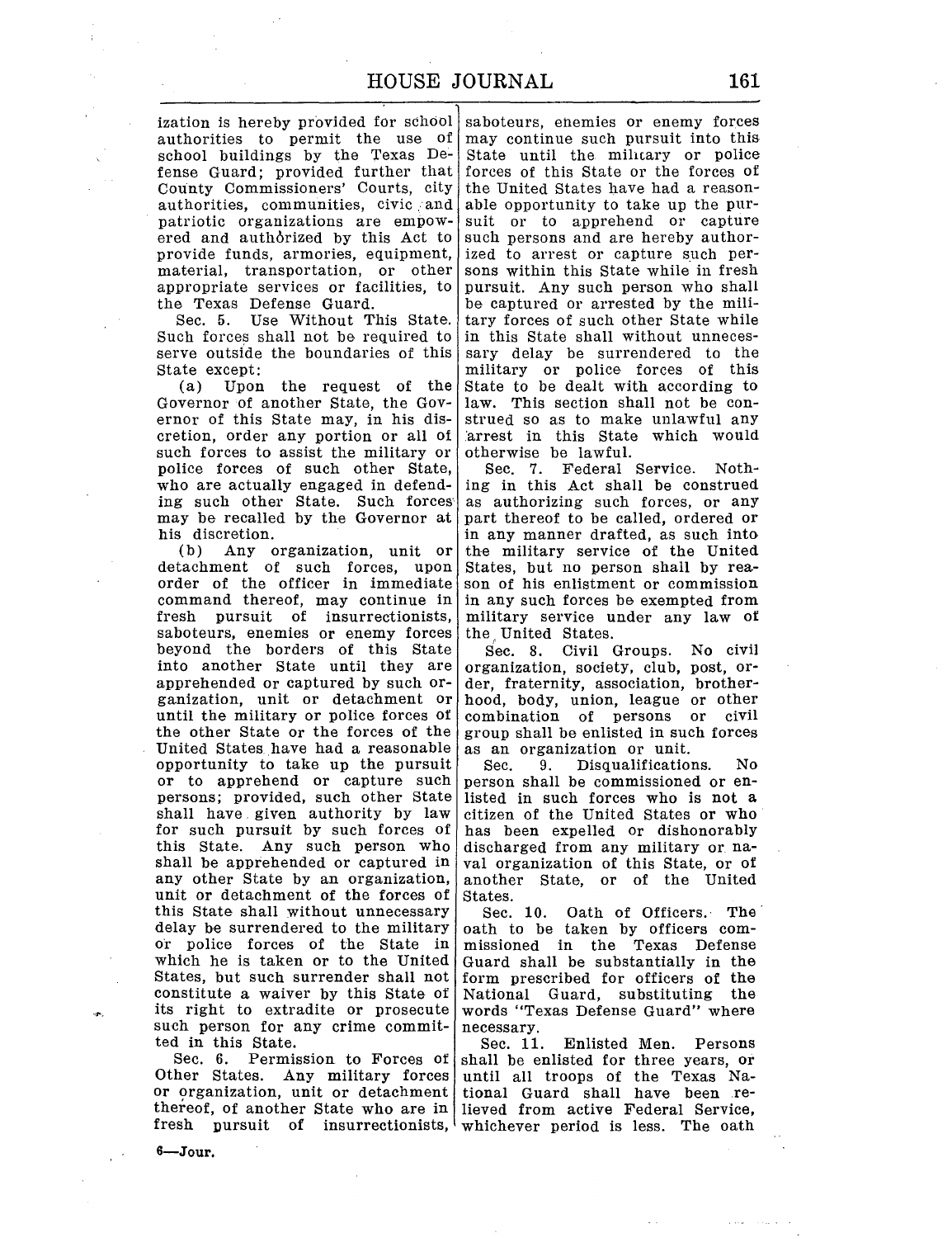ization is hereby provided for school authorities to permit the use of school buildings by the Texas Defense Guard; provided further that County Commissioners' Courts, city authorities, communities, civic and patriotic organizations are empowered and authorized by this Act to provide funds, armories, equipment, material, transportation, or other appropriate services or facilities, to the Texas Defense Guard.

Sec. 5. Use Without This State. Such forces shall not be required to serve outside the boundaries of this State except:

(a) Upon the request of the Governor of another State, the Governor of this State may, in his discretion, order any portion or all of such forces to assist the military or police forces of such other State, who are actually engaged in defending such other State. Such forces may be recalled by the Governor at his discretion.

(b) Any organization, unit or detachment of such forces, upon order of the officer in immediate command thereof, may continue in fresh pursuit of insurrectionists, saboteurs, enemies or enemy forces beyond the borders of this State into another State until they are apprehended or captured by such organization, unit or detachment or until the military or police forces of the other State or the forces of the United States have had a reasonable opportunity to take up the pursuit or to apprehend or capture such persons; provided, such other State shall have given authority by law for such pursuit by such forces of this State. Any such person who shall be apprehended or captured in any other State by an organization, unit or detachment of the forces of this State shall without unnecessary delay be surrendered to the military or police forces of the State in which he is taken or to the United States, but such surrender shall not constitute a waiver by this State of its right to extradite or prosecute such person for any crime committed in this State.

Sec. 6. Permission to Forces of Other States. Any military forces or organization, unit or detachment thereof, of another State who are in fresh pursuit of insurrectionists, saboteurs, enemies or enemy forces may continue such pursuit into this State until the military or police forces of this State or the forces of the United States have had a reasonable opportunity to take up the pursuit or to apprehend or capture such persons and are hereby authorized to arrest or capture such persons within this State while in fresh pursuit. Any such person who shall be captured or arrested by the military forces of such other State while in this State shall without unnecessary delay be surrendered to the military or police forces of this State to be dealt with according to law. This section shall not be construed so as to make unlawful any arrest in this State which would otherwise be lawful.

Sec. 7. Federal Service. Nothing in this Act shall be construed as authorizing such forces, or any part thereof to be called, ordered or in any manner drafted, as such into the military service of the United States, but no person shall by reason of his enlistment or commission in any such forces be exempted from military service under any law of the United States.

Sec. 8. Civil Groups. No civil organization, society, club, post, order, fraternity, association, brotherhood, body, union, league or other combination of persons or civil group shall be enlisted in such forces as an organization or unit.

Sec. 9. Disqualifications. No person shall be commissioned or enlisted in such forces who is not a citizen of the United States or who has been expelled or dishonorably discharged from any military or naval organization of this State, or of another State, or of the United States.

Sec. 10. Oath of Officers. The oath to be taken by officers commissioned in the Texas Defense Guard shall be substantially in the form prescribed for officers of the National Guard, substituting the words "Texas Defense Guard" where necessary.

Sec. 11. Enlisted Men. Persons shall be enlisted for three years, or until all troops of the Texas National Guard shall have been relieved from active Federal Service, whichever period is less. The oath

6—Jour.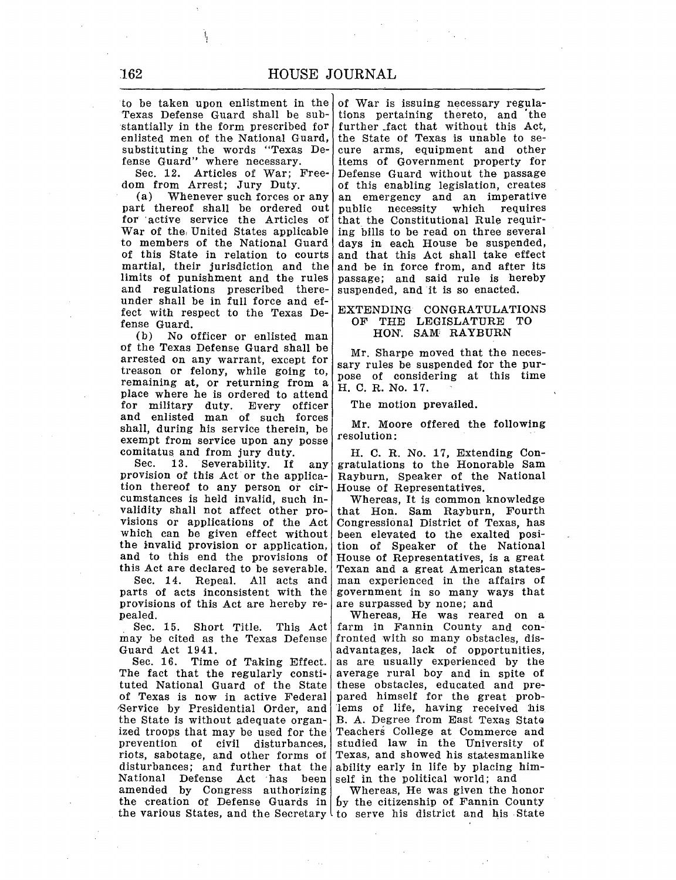to be taken upon enlistment in the Texas Defense Guard shall be substantially in the form prescribed for enlisted men of the National Guard, substituting the words "Texas Defense Guard" where necessary.

Sec. 12. Articles of War; Freedom from Arrest; Jury Duty.

(a) Whenever such forces or any part thereof shall be ordered out for active service the Articles of War of the United States applicable to members of the National Guard of this State in relation to courts martial, their jurisdiction and the limits of punishment and the rules and regulations prescribed thereunder shall be in full force and effect with respect to the Texas Defense Guard.

(b) No officer or enlisted man of the Texas Defense Guard shall be arrested on any warrant, except for treason or felony, while going to, remaining at, or returning from a place where he is ordered to attend for military duty. Every officer and enlisted man of such forces shall, during his service therein, be exempt from service upon any posse comitatus and from jury duty.

Sec. 13. Severability. If any provision of this Act or the application thereof to any person or circumstances is held invalid, such invalidity shall not affect other provisions or applications of the Act which can be given effect without the invalid provision or application, and to this end the provisions of this Act are declared to be severable.

Sec. 14. Repeal. All acts and parts of acts inconsistent with the provisions of this Act are hereby repealed.

Sec. 15. Short Title. This Act may be cited as the Texas Defense Guard Act 1941.

Sec. 16. Time of Taking Effect. The fact that the regularly constituted National Guard of the State of Texas is now in active Federal Service by Presidential Order, and the State is without adequate organized troops that may be used for the prevention of civil disturbances, riots, sabotage, and other forms of disturbances; and further that the National Defense Act has been amended by Congress authorizing the creation of Defense Guards in the various States, and the Secretary of War is issuing necessary regulations pertaining thereto, and the further fact that without this Act, the State of Texas is unable to secure arms, equipment and other items of Government property for Defense Guard without the passage of this enabling legislation, creates an emergency and an imperative public necessity which requires that the Constitutional Rule requiring bills to be read on three several days in each House be suspended, and that this Act shall take effect and be in force from, and after its passage; and said rule is hereby suspended, and it is so enacted.

## EXTENDING CONGRATULATIONS OF THE LEGISLATURE TO HON. SAM RAYBURN

Mr. Sharpe moved that the necessary rules be suspended for the purpose of considering at this time H. C. R. No. 17.

The motion prevailed.

Mr. Moore offered the following resolution:

H. C. R. No. 17, Extending Congratulations to the Honorable Sam Rayburn, Speaker of the National House of Representatives.

Whereas, It is common knowledge that Hon. Sam Rayburn, Fourth Congressional District of Texas, has been elevated to the exalted position of Speaker of the National House of Representatives, is a great Texan and a great American statesman experienced in the affairs of government in so many ways that are surpassed by none; and

Whereas, He was reared on a farm in Fannin County and confronted with so many obstacles, disadvantages, lack of opportunities, as are usually experienced by the average rural boy and in spite of these obstacles, educated and prepared himself for the great problems of life, having received his B. A. Degree from East Texas State Teachers College at Commerce and studied law in the University of Texas, and showed his statesmanlike ability early in life by placing himself in the political world; and

Whereas, He was given the honor by the citizenship of Fannin County to serve his district and his State